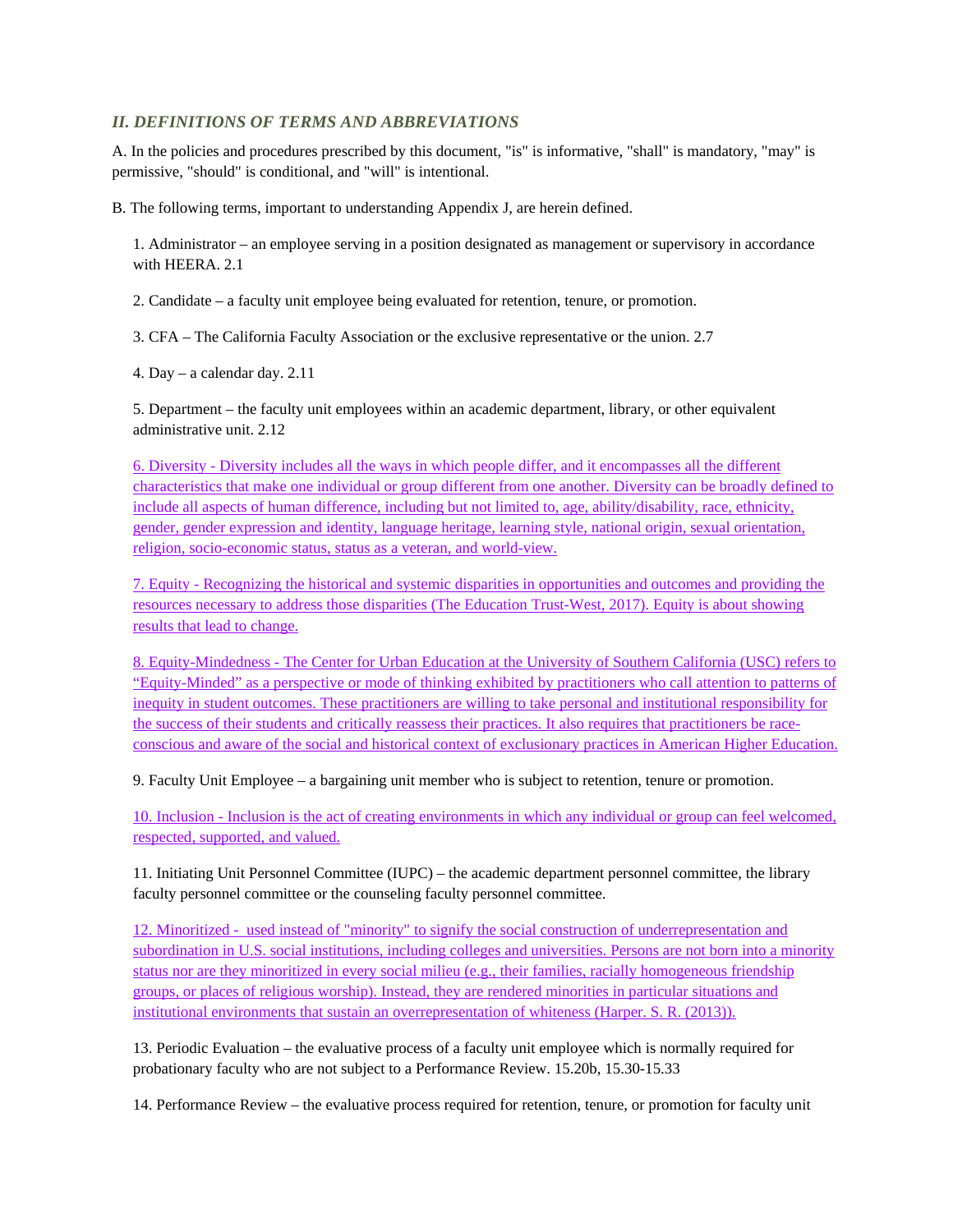## *II. DEFINITIONS OF TERMS AND ABBREVIATIONS*

A. In the policies and procedures prescribed by this document, "is" is informative, "shall" is mandatory, "may" is permissive, "should" is conditional, and "will" is intentional.

B. The following terms, important to understanding Appendix J, are herein defined.

1. Administrator – an employee serving in a position designated as management or supervisory in accordance with HEERA. 2.1

2. Candidate – a faculty unit employee being evaluated for retention, tenure, or promotion.

3. CFA – The California Faculty Association or the exclusive representative or the union. 2.7

4. Day – a calendar day. 2.11

5. Department – the faculty unit employees within an academic department, library, or other equivalent administrative unit. 2.12

6. Diversity - Diversity includes all the ways in which people differ, and it encompasses all the different characteristics that make one individual or group different from one another. Diversity can be broadly defined to include all aspects of human difference, including but not limited to, age, ability/disability, race, ethnicity, gender, gender expression and identity, language heritage, learning style, national origin, sexual orientation, religion, socio-economic status, status as a veteran, and world-view.

7. Equity - Recognizing the historical and systemic disparities in opportunities and outcomes and providing the resources necessary to address those disparities (The Education Trust-West, 2017). Equity is about showing results that lead to change.

8. Equity-Mindedness - The Center for Urban Education at the University of Southern California (USC) refers to "Equity-Minded" as a perspective or mode of thinking exhibited by practitioners who call attention to patterns of inequity in student outcomes. These practitioners are willing to take personal and institutional responsibility for the success of their students and critically reassess their practices. It also requires that practitioners be race-conscious and aware of the social and historical context of exclusionary practices in American Higher Education.

9. Faculty Unit Employee – a bargaining unit member who is subject to retention, tenure or promotion.

10. Inclusion - Inclusion is the act of creating environments in which any individual or group can feel welcomed, respected, supported, and valued.

11. Initiating Unit Personnel Committee (IUPC) – the academic department personnel committee, the library faculty personnel committee or the counseling faculty personnel committee.

12. Minoritized - used instead of "minority" to signify the social construction of underrepresentation and subordination in U.S. social institutions, including colleges and universities. Persons are not born into a minority status nor are they minoritized in every social milieu (e.g., their families, racially homogeneous friendship groups, or places of religious worship). Instead, they are rendered minorities in particular situations and institutional environments that sustain an overrepresentation of whiteness (Harper. S. R. (2013)).

13. Periodic Evaluation – the evaluative process of a faculty unit employee which is normally required for probationary faculty who are not subject to a Performance Review. 15.20b, 15.30-15.33

14. Performance Review – the evaluative process required for retention, tenure, or promotion for faculty unit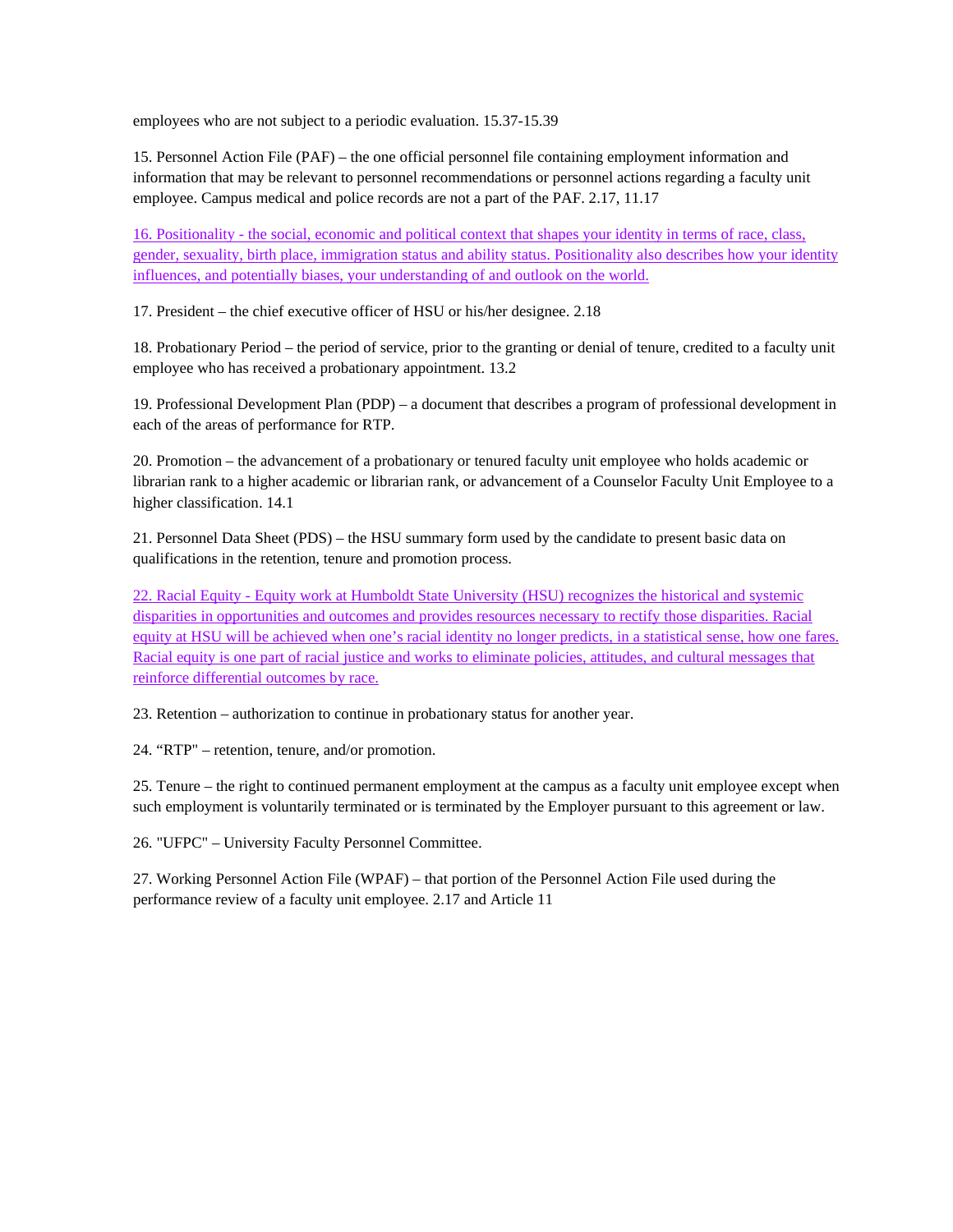employees who are not subject to a periodic evaluation. 15.37-15.39

15. Personnel Action File (PAF) – the one official personnel file containing employment information and information that may be relevant to personnel recommendations or personnel actions regarding a faculty unit employee. Campus medical and police records are not a part of the PAF. 2.17, 11.17

16. Positionality - the social, economic and political context that shapes your identity in terms of race, class, gender, sexuality, birth place, immigration status and ability status. Positionality also describes how your identity influences, and potentially biases, your understanding of and outlook on the world.

17. President – the chief executive officer of HSU or his/her designee. 2.18

18. Probationary Period – the period of service, prior to the granting or denial of tenure, credited to a faculty unit employee who has received a probationary appointment. 13.2

19. Professional Development Plan (PDP) – a document that describes a program of professional development in each of the areas of performance for RTP.

20. Promotion – the advancement of a probationary or tenured faculty unit employee who holds academic or librarian rank to a higher academic or librarian rank, or advancement of a Counselor Faculty Unit Employee to a higher classification. 14.1

21. Personnel Data Sheet (PDS) – the HSU summary form used by the candidate to present basic data on qualifications in the retention, tenure and promotion process.

22. Racial Equity - Equity work at Humboldt State University (HSU) recognizes the historical and systemic disparities in opportunities and outcomes and provides resources necessary to rectify those disparities. Racial equity at HSU will be achieved when one's racial identity no longer predicts, in a statistical sense, how one fares. Racial equity is one part of racial justice and works to eliminate policies, attitudes, and cultural messages that reinforce differential outcomes by race.

23. Retention – authorization to continue in probationary status for another year.

24. "RTP" – retention, tenure, and/or promotion.

25. Tenure – the right to continued permanent employment at the campus as a faculty unit employee except when such employment is voluntarily terminated or is terminated by the Employer pursuant to this agreement or law.

26. "UFPC" – University Faculty Personnel Committee.

27. Working Personnel Action File (WPAF) – that portion of the Personnel Action File used during the performance review of a faculty unit employee. 2.17 and Article 11